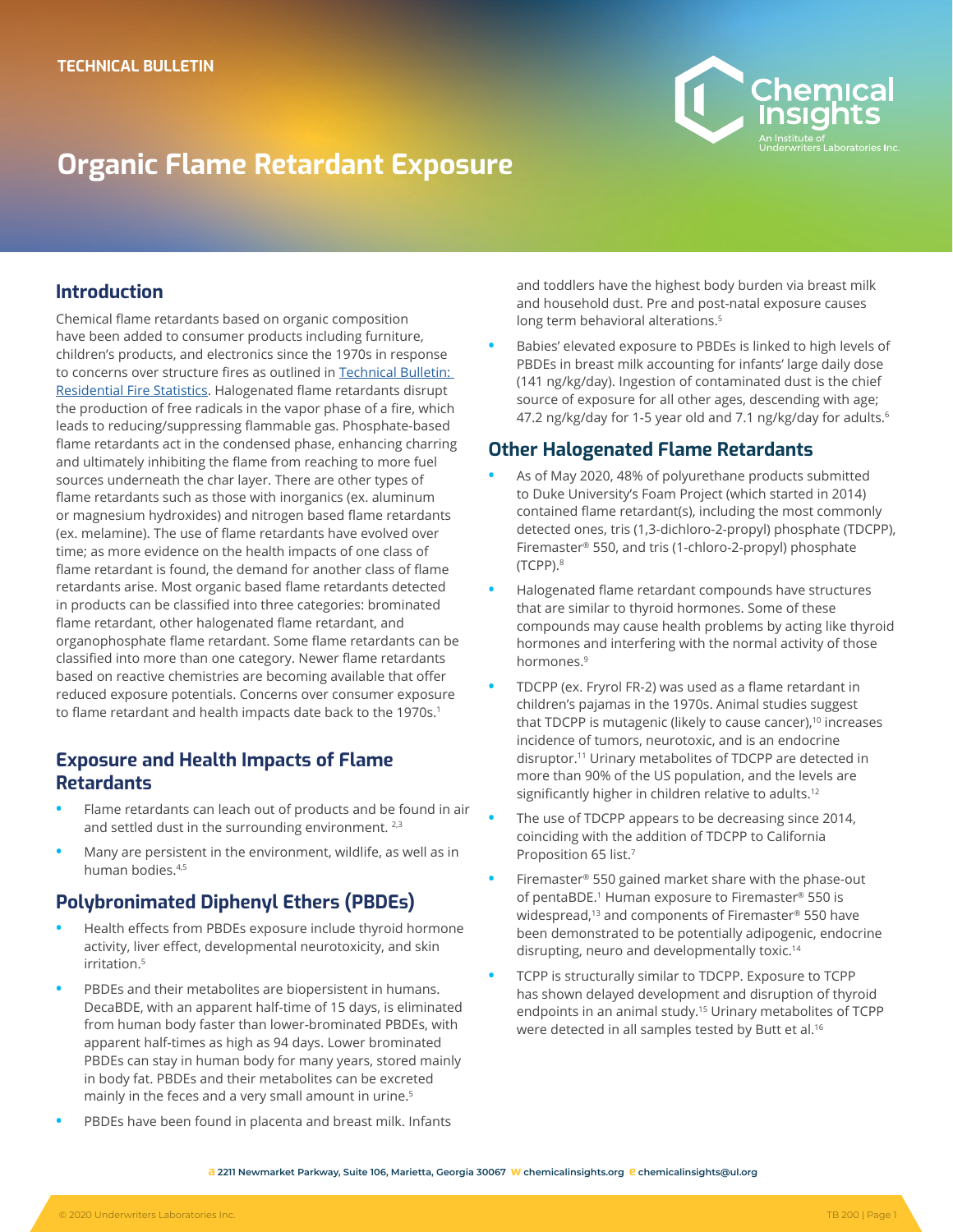TECHNICAL BULLETIN

# Organic Flame Retardant Exposure

## Introduction

Chemical flame retardants based on organic composition have been added to consumer products including furniture, children's products, and electronics since the 1970s in response to concerns over structure fires as outlined in Technical Bulletin: Residential Fire Statistics. Halogenated flame retardants disrupt the production of free radicals in the vapor phase of a fire, which leads to reducing/suppressing flammable gas. Phosphate-based flame retardants act in the condensed phase, enhancing charring and ultimately inhibiting the flame from reaching to more fuel sources underneath the char layer. There are other types of flame retardants such as those with inorganics (ex. aluminum or magnesium hydroxides) and nitrogen based flame retardants (ex. melamine). The use of flame retardants have evolved over time; as more evidence on the health impacts of one class of flame retardant is found, the demand for another class of flame retardants arise. Most organic based flame retardants detected in products can be classified into three categories: brominated flame retardant, other halogenated flame retardant, and organophosphate flame retardant. Some flame retardants can be classified into more than one category. Newer flame retardants based on reactive chemistries are becoming available that offer reduced exposure potentials. Concerns over consumer exposure to flame retardant and health impacts date back to the 1970s.[1]

## Exposure and Health Impacts of Flame Retardants

- Flame retardants can leach out of products and be found in air and settled dust in the surrounding environment.[2,3]
- Many are persistent in the environment, wildlife, as well as in human bodies.[4,5]

## Polybronimated Diphenyl Ethers (PBDEs)

- Health effects from PBDEs exposure include thyroid hormone activity, liver effect, developmental neurotoxicity, and skin irritation.[5]
- PBDEs and their metabolites are biopersistent in humans. DecaBDE, with an apparent half-time of 15 days, is eliminated from human body faster than lower-brominated PBDEs, with apparent half-times as high as 94 days. Lower brominated PBDEs can stay in human body for many years, stored mainly in body fat. PBDEs and their metabolites can be excreted mainly in the feces and a very small amount in urine.[5]
- PBDEs have been found in placenta and breast milk. Infants and toddlers have the highest body burden via breast milk and household dust. Pre and post-natal exposure causes long term behavioral alterations.[5]
- Babies' elevated exposure to PBDEs is linked to high levels of PBDEs in breast milk accounting for infants' large daily dose (141 ng/kg/day). Ingestion of contaminated dust is the chief source of exposure for all other ages, descending with age; 47.2 ng/kg/day for 1-5 year old and 7.1 ng/kg/day for adults.[6]

## Other Halogenated Flame Retardants

- As of May 2020, 48% of polyurethane products submitted to Duke University's Foam Project (which started in 2014) contained flame retardant(s), including the most commonly detected ones, tris (1,3-dichloro-2-propyl) phosphate (TDCPP), Firemaster® 550, and tris (1-chloro-2-propyl) phosphate (TCPP).[8]
- Halogenated flame retardant compounds have structures that are similar to thyroid hormones. Some of these compounds may cause health problems by acting like thyroid hormones and interfering with the normal activity of those hormones.[9]
- TDCPP (ex. Fryrol FR-2) was used as a flame retardant in children's pajamas in the 1970s. Animal studies suggest that TDCPP is mutagenic (likely to cause cancer),[10] increases incidence of tumors, neurotoxic, and is an endocrine disruptor.[11] Urinary metabolites of TDCPP are detected in more than 90% of the US population, and the levels are significantly higher in children relative to adults.[12]
- The use of TDCPP appears to be decreasing since 2014, coinciding with the addition of TDCPP to California Proposition 65 list.[7]
- Firemaster® 550 gained market share with the phase-out of pentaBDE.[1] Human exposure to Firemaster® 550 is widespread,[13] and components of Firemaster® 550 have been demonstrated to be potentially adipogenic, endocrine disrupting, neuro and developmentally toxic.[14]
- TCPP is structurally similar to TDCPP. Exposure to TCPP has shown delayed development and disruption of thyroid endpoints in an animal study.[15] Urinary metabolites of TCPP were detected in all samples tested by Butt et al.[16]

a 2211 Newmarket Parkway, Suite 106, Marietta, Georgia 30067 w chemicalinsights.org e chemicalinsights@ul.org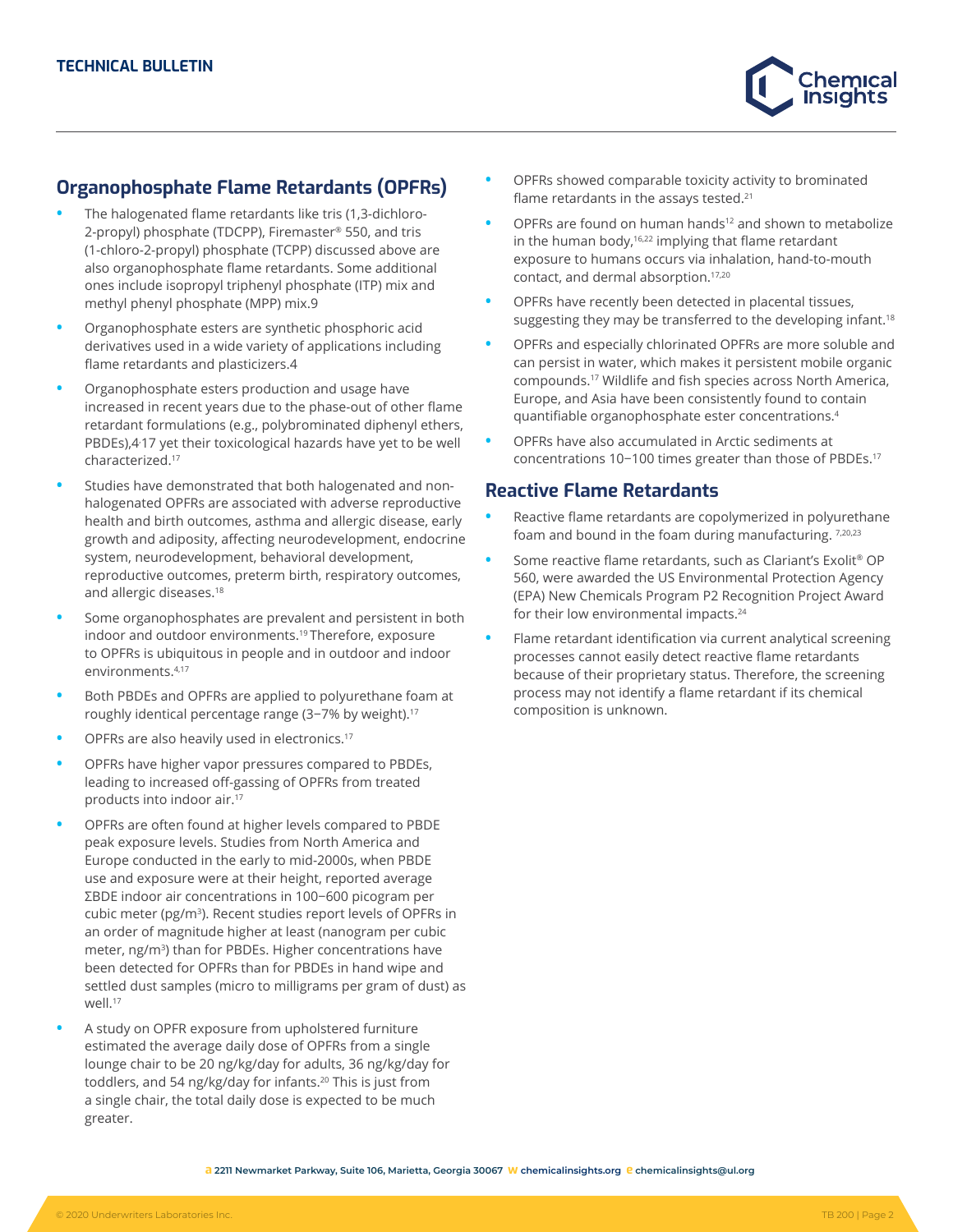## Organophosphate Flame Retardants (OPFRs)

- The halogenated flame retardants like tris (1,3-dichloro-2-propyl) phosphate (TDCPP), Firemaster® 550, and tris (1-chloro-2-propyl) phosphate (TCPP) discussed above are also organophosphate flame retardants. Some additional ones include isopropyl triphenyl phosphate (ITP) mix and methyl phenyl phosphate (MPP) mix.9
- Organophosphate esters are synthetic phosphoric acid derivatives used in a wide variety of applications including flame retardants and plasticizers.4
- Organophosphate esters production and usage have increased in recent years due to the phase-out of other flame retardant formulations (e.g., polybrominated diphenyl ethers, PBDEs),4,17 yet their toxicological hazards have yet to be well characterized.[17]
- Studies have demonstrated that both halogenated and non-halogenated OPFRs are associated with adverse reproductive health and birth outcomes, asthma and allergic disease, early growth and adiposity, affecting neurodevelopment, endocrine system, neurodevelopment, behavioral development, reproductive outcomes, preterm birth, respiratory outcomes, and allergic diseases.[18]
- Some organophosphates are prevalent and persistent in both indoor and outdoor environments.[19] Therefore, exposure to OPFRs is ubiquitous in people and in outdoor and indoor environments.[4,17]
- Both PBDEs and OPFRs are applied to polyurethane foam at roughly identical percentage range (3–7% by weight).[17]
- OPFRs are also heavily used in electronics.[17]
- OPFRs have higher vapor pressures compared to PBDEs, leading to increased off-gassing of OPFRs from treated products into indoor air.[17]
- OPFRs are often found at higher levels compared to PBDE peak exposure levels. Studies from North America and Europe conducted in the early to mid-2000s, when PBDE use and exposure were at their height, reported average ΣBDE indoor air concentrations in 100–600 picogram per cubic meter (pg/m$^3$). Recent studies report levels of OPFRs in an order of magnitude higher at least (nanogram per cubic meter, ng/m$^3$) than for PBDEs. Higher concentrations have been detected for OPFRs than for PBDEs in hand wipe and settled dust samples (micro to milligrams per gram of dust) as well.[17]
- A study on OPFR exposure from upholstered furniture estimated the average daily dose of OPFRs from a single lounge chair to be 20 ng/kg/day for adults, 36 ng/kg/day for toddlers, and 54 ng/kg/day for infants.[20] This is just from a single chair, the total daily dose is expected to be much greater.
- OPFRs showed comparable toxicity activity to brominated flame retardants in the assays tested.[21]
- OPFRs are found on human hands[12] and shown to metabolize in the human body,[16,22] implying that flame retardant exposure to humans occurs via inhalation, hand-to-mouth contact, and dermal absorption.[17,20]
- OPFRs have recently been detected in placental tissues, suggesting they may be transferred to the developing infant.[18]
- OPFRs and especially chlorinated OPFRs are more soluble and can persist in water, which makes it persistent mobile organic compounds.[17] Wildlife and fish species across North America, Europe, and Asia have been consistently found to contain quantifiable organophosphate ester concentrations.[4]
- OPFRs have also accumulated in Arctic sediments at concentrations 10–100 times greater than those of PBDEs.[17]

## Reactive Flame Retardants

- Reactive flame retardants are copolymerized in polyurethane foam and bound in the foam during manufacturing.[7,20,23]
- Some reactive flame retardants, such as Clariant's Exolit® OP 560, were awarded the US Environmental Protection Agency (EPA) New Chemicals Program P2 Recognition Project Award for their low environmental impacts.[24]
- Flame retardant identification via current analytical screening processes cannot easily detect reactive flame retardants because of their proprietary status. Therefore, the screening process may not identify a flame retardant if its chemical composition is unknown.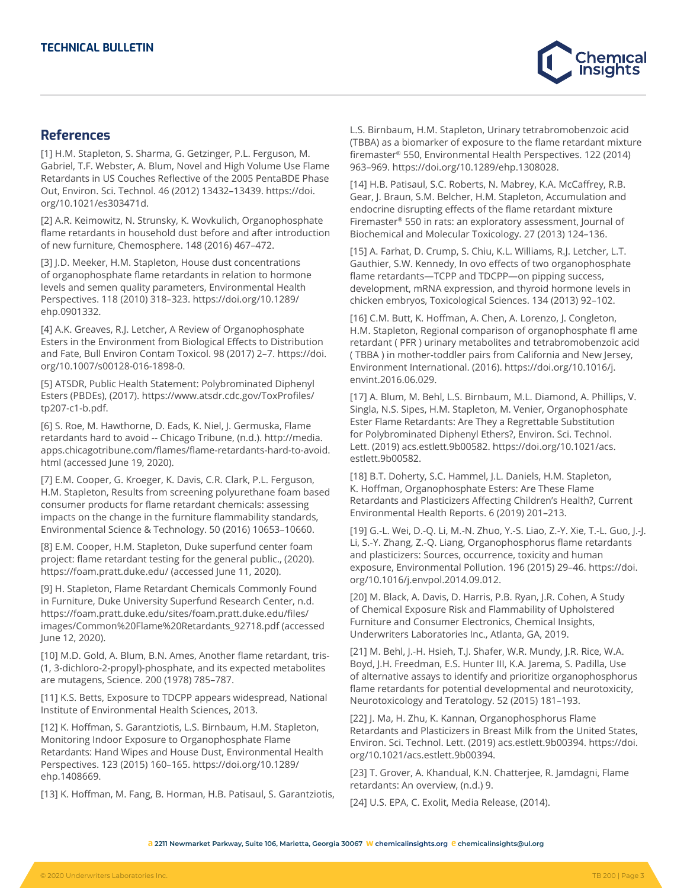## References

[1] H.M. Stapleton, S. Sharma, G. Getzinger, P.L. Ferguson, M. Gabriel, T.F. Webster, A. Blum, Novel and High Volume Use Flame Retardants in US Couches Reflective of the 2005 PentaBDE Phase Out, Environ. Sci. Technol. 46 (2012) 13432–13439. https://doi.org/10.1021/es303471d.

[2] A.R. Keimowitz, N. Strunsky, K. Wovkulich, Organophosphate flame retardants in household dust before and after introduction of new furniture, Chemosphere. 148 (2016) 467–472.

[3] J.D. Meeker, H.M. Stapleton, House dust concentrations of organophosphate flame retardants in relation to hormone levels and semen quality parameters, Environmental Health Perspectives. 118 (2010) 318–323. https://doi.org/10.1289/ehp.0901332.

[4] A.K. Greaves, R.J. Letcher, A Review of Organophosphate Esters in the Environment from Biological Effects to Distribution and Fate, Bull Environ Contam Toxicol. 98 (2017) 2–7. https://doi.org/10.1007/s00128-016-1898-0.

[5] ATSDR, Public Health Statement: Polybrominated Diphenyl Esters (PBDEs), (2017). https://www.atsdr.cdc.gov/ToxProfiles/tp207-c1-b.pdf.

[6] S. Roe, M. Hawthorne, D. Eads, K. Niel, J. Germuska, Flame retardants hard to avoid -- Chicago Tribune, (n.d.). http://media.apps.chicagotribune.com/flames/flame-retardants-hard-to-avoid.html (accessed June 19, 2020).

[7] E.M. Cooper, G. Kroeger, K. Davis, C.R. Clark, P.L. Ferguson, H.M. Stapleton, Results from screening polyurethane foam based consumer products for flame retardant chemicals: assessing impacts on the change in the furniture flammability standards, Environmental Science & Technology. 50 (2016) 10653–10660.

[8] E.M. Cooper, H.M. Stapleton, Duke superfund center foam project: flame retardant testing for the general public., (2020). https://foam.pratt.duke.edu/ (accessed June 11, 2020).

[9] H. Stapleton, Flame Retardant Chemicals Commonly Found in Furniture, Duke University Superfund Research Center, n.d. https://foam.pratt.duke.edu/sites/foam.pratt.duke.edu/files/images/Common%20Flame%20Retardants_92718.pdf (accessed June 12, 2020).

[10] M.D. Gold, A. Blum, B.N. Ames, Another flame retardant, tris-(1, 3-dichloro-2-propyl)-phosphate, and its expected metabolites are mutagens, Science. 200 (1978) 785–787.

[11] K.S. Betts, Exposure to TDCPP appears widespread, National Institute of Environmental Health Sciences, 2013.

[12] K. Hoffman, S. Garantziotis, L.S. Birnbaum, H.M. Stapleton, Monitoring Indoor Exposure to Organophosphate Flame Retardants: Hand Wipes and House Dust, Environmental Health Perspectives. 123 (2015) 160–165. https://doi.org/10.1289/ehp.1408669.

[13] K. Hoffman, M. Fang, B. Horman, H.B. Patisaul, S. Garantziotis, L.S. Birnbaum, H.M. Stapleton, Urinary tetrabromobenzoic acid (TBBA) as a biomarker of exposure to the flame retardant mixture firemaster® 550, Environmental Health Perspectives. 122 (2014) 963–969. https://doi.org/10.1289/ehp.1308028.

[14] H.B. Patisaul, S.C. Roberts, N. Mabrey, K.A. McCaffrey, R.B. Gear, J. Braun, S.M. Belcher, H.M. Stapleton, Accumulation and endocrine disrupting effects of the flame retardant mixture Firemaster® 550 in rats: an exploratory assessment, Journal of Biochemical and Molecular Toxicology. 27 (2013) 124–136.

[15] A. Farhat, D. Crump, S. Chiu, K.L. Williams, R.J. Letcher, L.T. Gauthier, S.W. Kennedy, In ovo effects of two organophosphate flame retardants—TCPP and TDCPP—on pipping success, development, mRNA expression, and thyroid hormone levels in chicken embryos, Toxicological Sciences. 134 (2013) 92–102.

[16] C.M. Butt, K. Hoffman, A. Chen, A. Lorenzo, J. Congleton, H.M. Stapleton, Regional comparison of organophosphate fl ame retardant ( PFR ) urinary metabolites and tetrabromobenzoic acid ( TBBA ) in mother-toddler pairs from California and New Jersey, Environment International. (2016). https://doi.org/10.1016/j.envint.2016.06.029.

[17] A. Blum, M. Behl, L.S. Birnbaum, M.L. Diamond, A. Phillips, V. Singla, N.S. Sipes, H.M. Stapleton, M. Venier, Organophosphate Ester Flame Retardants: Are They a Regrettable Substitution for Polybrominated Diphenyl Ethers?, Environ. Sci. Technol. Lett. (2019) acs.estlett.9b00582. https://doi.org/10.1021/acs.estlett.9b00582.

[18] B.T. Doherty, S.C. Hammel, J.L. Daniels, H.M. Stapleton, K. Hoffman, Organophosphate Esters: Are These Flame Retardants and Plasticizers Affecting Children's Health?, Current Environmental Health Reports. 6 (2019) 201–213.

[19] G.-L. Wei, D.-Q. Li, M.-N. Zhuo, Y.-S. Liao, Z.-Y. Xie, T.-L. Guo, J.-J. Li, S.-Y. Zhang, Z.-Q. Liang, Organophosphorus flame retardants and plasticizers: Sources, occurrence, toxicity and human exposure, Environmental Pollution. 196 (2015) 29–46. https://doi.org/10.1016/j.envpol.2014.09.012.

[20] M. Black, A. Davis, D. Harris, P.B. Ryan, J.R. Cohen, A Study of Chemical Exposure Risk and Flammability of Upholstered Furniture and Consumer Electronics, Chemical Insights, Underwriters Laboratories Inc., Atlanta, GA, 2019.

[21] M. Behl, J.-H. Hsieh, T.J. Shafer, W.R. Mundy, J.R. Rice, W.A. Boyd, J.H. Freedman, E.S. Hunter III, K.A. Jarema, S. Padilla, Use of alternative assays to identify and prioritize organophosphorus flame retardants for potential developmental and neurotoxicity, Neurotoxicology and Teratology. 52 (2015) 181–193.

[22] J. Ma, H. Zhu, K. Kannan, Organophosphorus Flame Retardants and Plasticizers in Breast Milk from the United States, Environ. Sci. Technol. Lett. (2019) acs.estlett.9b00394. https://doi.org/10.1021/acs.estlett.9b00394.

[23] T. Grover, A. Khandual, K.N. Chatterjee, R. Jamdagni, Flame retardants: An overview, (n.d.) 9.

[24] U.S. EPA, C. Exolit, Media Release, (2014).

a 2211 Newmarket Parkway, Suite 106, Marietta, Georgia 30067 w chemicalinsights.org e chemicalinsights@ul.org

© 2020 Underwriters Laboratories Inc.